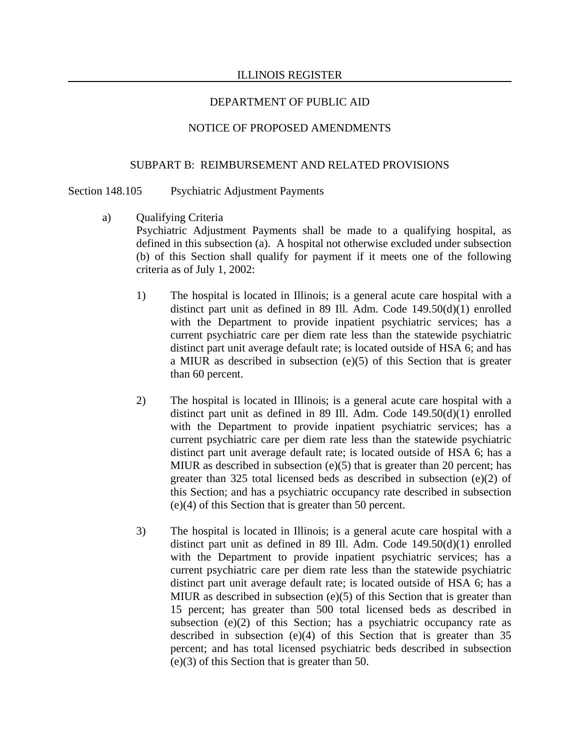ILLINOIS REGISTER

DEPARTMENT OF PUBLIC AID

NOTICE OF PROPOSED AMENDMENTS

SUBPART B: REIMBURSEMENT AND RELATED PROVISIONS

Section 148.105 Psychiatric Adjustment Payments

a) Qualifying Criteria
Psychiatric Adjustment Payments shall be made to a qualifying hospital, as defined in this subsection (a). A hospital not otherwise excluded under subsection (b) of this Section shall qualify for payment if it meets one of the following criteria as of July 1, 2002:

1) The hospital is located in Illinois; is a general acute care hospital with a distinct part unit as defined in 89 Ill. Adm. Code 149.50(d)(1) enrolled with the Department to provide inpatient psychiatric services; has a current psychiatric care per diem rate less than the statewide psychiatric distinct part unit average default rate; is located outside of HSA 6; and has a MIUR as described in subsection (e)(5) of this Section that is greater than 60 percent.

2) The hospital is located in Illinois; is a general acute care hospital with a distinct part unit as defined in 89 Ill. Adm. Code 149.50(d)(1) enrolled with the Department to provide inpatient psychiatric services; has a current psychiatric care per diem rate less than the statewide psychiatric distinct part unit average default rate; is located outside of HSA 6; has a MIUR as described in subsection (e)(5) that is greater than 20 percent; has greater than 325 total licensed beds as described in subsection (e)(2) of this Section; and has a psychiatric occupancy rate described in subsection (e)(4) of this Section that is greater than 50 percent.

3) The hospital is located in Illinois; is a general acute care hospital with a distinct part unit as defined in 89 Ill. Adm. Code 149.50(d)(1) enrolled with the Department to provide inpatient psychiatric services; has a current psychiatric care per diem rate less than the statewide psychiatric distinct part unit average default rate; is located outside of HSA 6; has a MIUR as described in subsection (e)(5) of this Section that is greater than 15 percent; has greater than 500 total licensed beds as described in subsection (e)(2) of this Section; has a psychiatric occupancy rate as described in subsection (e)(4) of this Section that is greater than 35 percent; and has total licensed psychiatric beds described in subsection (e)(3) of this Section that is greater than 50.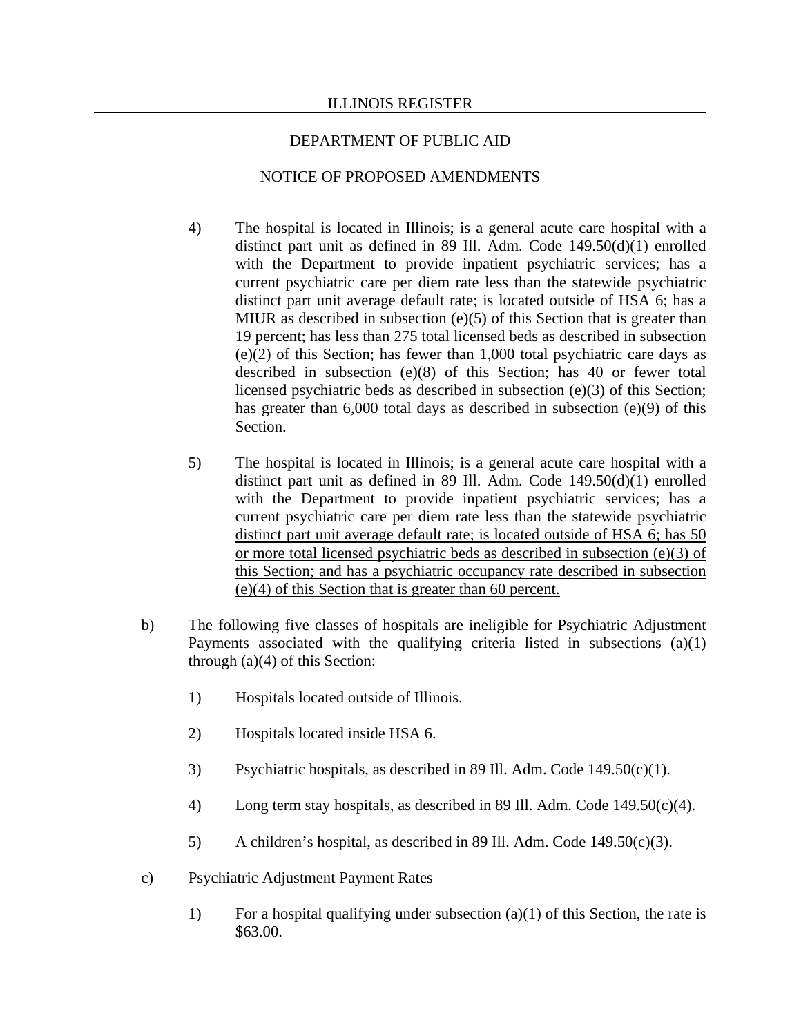4) The hospital is located in Illinois; is a general acute care hospital with a distinct part unit as defined in 89 Ill. Adm. Code 149.50(d)(1) enrolled with the Department to provide inpatient psychiatric services; has a current psychiatric care per diem rate less than the statewide psychiatric distinct part unit average default rate; is located outside of HSA 6; has a MIUR as described in subsection (e)(5) of this Section that is greater than 19 percent; has less than 275 total licensed beds as described in subsection (e)(2) of this Section; has fewer than 1,000 total psychiatric care days as described in subsection (e)(8) of this Section; has 40 or fewer total licensed psychiatric beds as described in subsection (e)(3) of this Section; has greater than 6,000 total days as described in subsection (e)(9) of this Section.

5) <u>The hospital is located in Illinois; is a general acute care hospital with a distinct part unit as defined in 89 Ill. Adm. Code 149.50(d)(1) enrolled with the Department to provide inpatient psychiatric services; has a current psychiatric care per diem rate less than the statewide psychiatric distinct part unit average default rate; is located outside of HSA 6; has 50 or more total licensed psychiatric beds as described in subsection (e)(3) of this Section; and has a psychiatric occupancy rate described in subsection (e)(4) of this Section that is greater than 60 percent.</u>

b) The following five classes of hospitals are ineligible for Psychiatric Adjustment Payments associated with the qualifying criteria listed in subsections (a)(1) through (a)(4) of this Section:

1) Hospitals located outside of Illinois.

2) Hospitals located inside HSA 6.

3) Psychiatric hospitals, as described in 89 Ill. Adm. Code 149.50(c)(1).

4) Long term stay hospitals, as described in 89 Ill. Adm. Code 149.50(c)(4).

5) A children's hospital, as described in 89 Ill. Adm. Code 149.50(c)(3).

c) Psychiatric Adjustment Payment Rates

1) For a hospital qualifying under subsection (a)(1) of this Section, the rate is $63.00.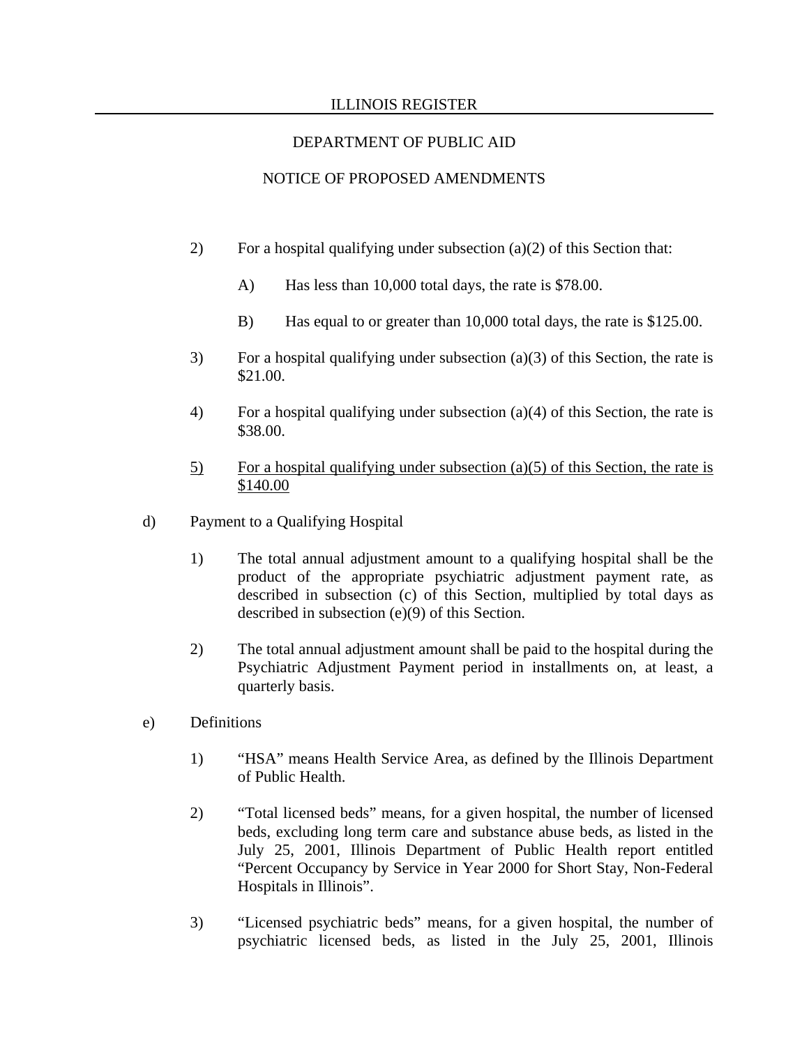2) For a hospital qualifying under subsection (a)(2) of this Section that:

   A) Has less than 10,000 total days, the rate is $78.00.

   B) Has equal to or greater than 10,000 total days, the rate is $125.00.

3) For a hospital qualifying under subsection (a)(3) of this Section, the rate is $21.00.

4) For a hospital qualifying under subsection (a)(4) of this Section, the rate is $38.00.

5) For a hospital qualifying under subsection (a)(5) of this Section, the rate is $140.00

d) Payment to a Qualifying Hospital

1) The total annual adjustment amount to a qualifying hospital shall be the product of the appropriate psychiatric adjustment payment rate, as described in subsection (c) of this Section, multiplied by total days as described in subsection (e)(9) of this Section.

2) The total annual adjustment amount shall be paid to the hospital during the Psychiatric Adjustment Payment period in installments on, at least, a quarterly basis.

e) Definitions

1) "HSA" means Health Service Area, as defined by the Illinois Department of Public Health.

2) "Total licensed beds" means, for a given hospital, the number of licensed beds, excluding long term care and substance abuse beds, as listed in the July 25, 2001, Illinois Department of Public Health report entitled "Percent Occupancy by Service in Year 2000 for Short Stay, Non-Federal Hospitals in Illinois".

3) "Licensed psychiatric beds" means, for a given hospital, the number of psychiatric licensed beds, as listed in the July 25, 2001, Illinois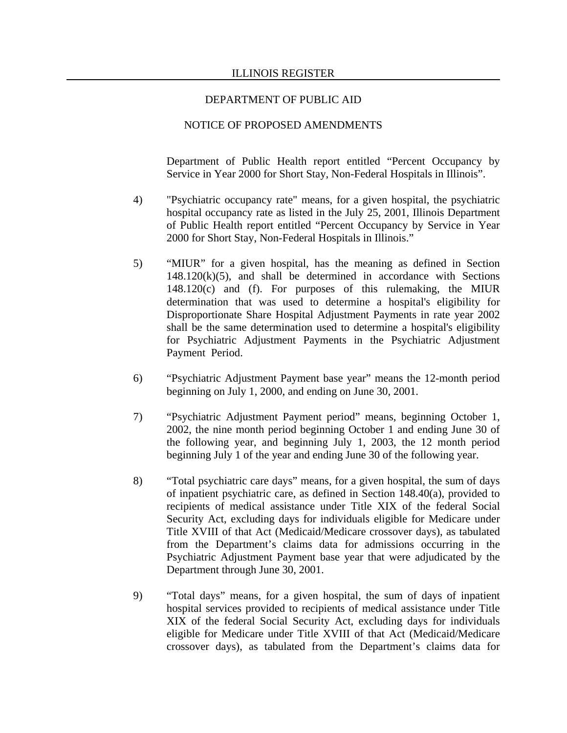Department of Public Health report entitled “Percent Occupancy by Service in Year 2000 for Short Stay, Non-Federal Hospitals in Illinois”.

4) "Psychiatric occupancy rate" means, for a given hospital, the psychiatric hospital occupancy rate as listed in the July 25, 2001, Illinois Department of Public Health report entitled “Percent Occupancy by Service in Year 2000 for Short Stay, Non-Federal Hospitals in Illinois.”

5) “MIUR” for a given hospital, has the meaning as defined in Section 148.120(k)(5), and shall be determined in accordance with Sections 148.120(c) and (f). For purposes of this rulemaking, the MIUR determination that was used to determine a hospital's eligibility for Disproportionate Share Hospital Adjustment Payments in rate year 2002 shall be the same determination used to determine a hospital's eligibility for Psychiatric Adjustment Payments in the Psychiatric Adjustment Payment Period.

6) “Psychiatric Adjustment Payment base year” means the 12-month period beginning on July 1, 2000, and ending on June 30, 2001.

7) “Psychiatric Adjustment Payment period” means, beginning October 1, 2002, the nine month period beginning October 1 and ending June 30 of the following year, and beginning July 1, 2003, the 12 month period beginning July 1 of the year and ending June 30 of the following year.

8) “Total psychiatric care days” means, for a given hospital, the sum of days of inpatient psychiatric care, as defined in Section 148.40(a), provided to recipients of medical assistance under Title XIX of the federal Social Security Act, excluding days for individuals eligible for Medicare under Title XVIII of that Act (Medicaid/Medicare crossover days), as tabulated from the Department’s claims data for admissions occurring in the Psychiatric Adjustment Payment base year that were adjudicated by the Department through June 30, 2001.

9) “Total days” means, for a given hospital, the sum of days of inpatient hospital services provided to recipients of medical assistance under Title XIX of the federal Social Security Act, excluding days for individuals eligible for Medicare under Title XVIII of that Act (Medicaid/Medicare crossover days), as tabulated from the Department’s claims data for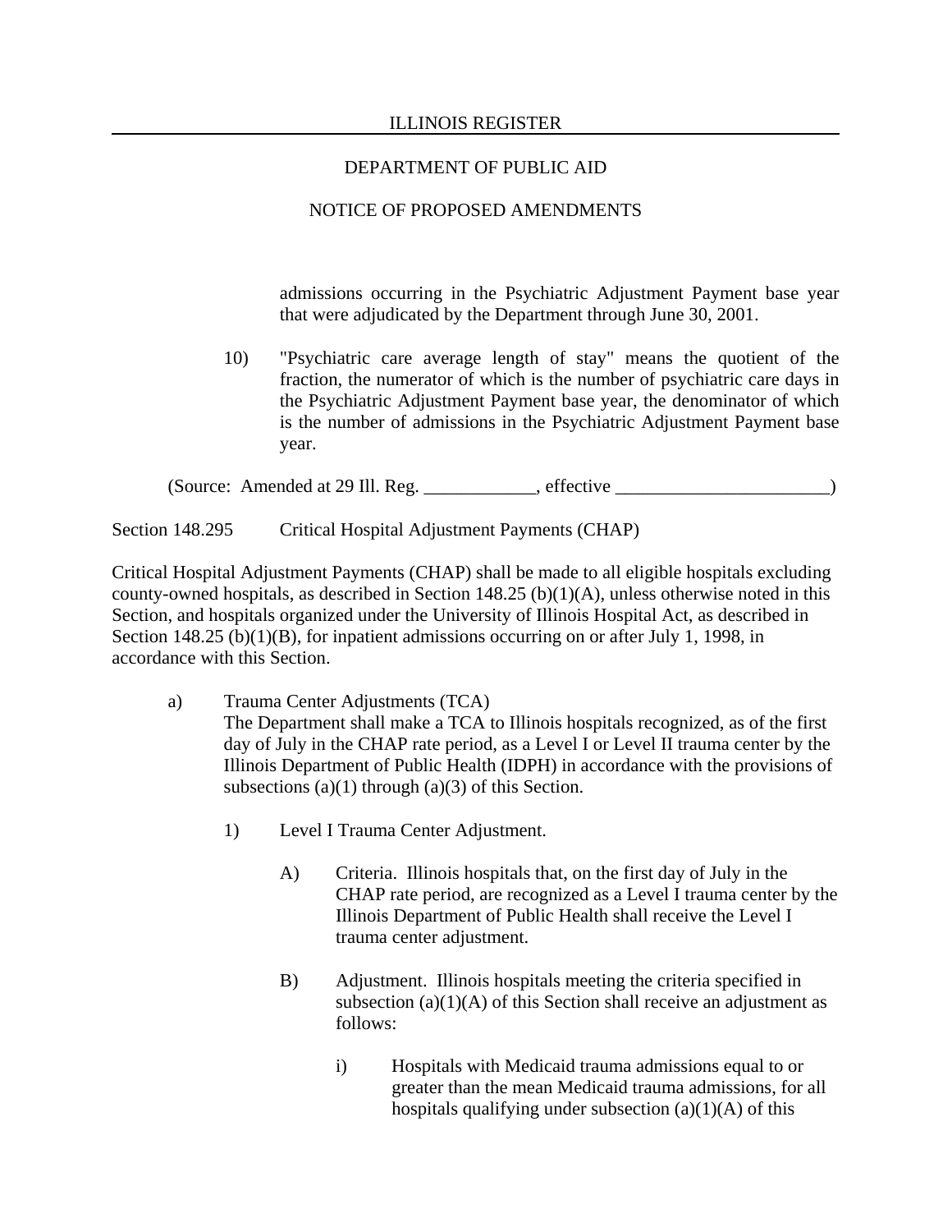admissions occurring in the Psychiatric Adjustment Payment base year that were adjudicated by the Department through June 30, 2001.

10) "Psychiatric care average length of stay" means the quotient of the fraction, the numerator of which is the number of psychiatric care days in the Psychiatric Adjustment Payment base year, the denominator of which is the number of admissions in the Psychiatric Adjustment Payment base year.

(Source: Amended at 29 Ill. Reg. ____________, effective _______________________)

Section 148.295 Critical Hospital Adjustment Payments (CHAP)

Critical Hospital Adjustment Payments (CHAP) shall be made to all eligible hospitals excluding county-owned hospitals, as described in Section 148.25 (b)(1)(A), unless otherwise noted in this Section, and hospitals organized under the University of Illinois Hospital Act, as described in Section 148.25 (b)(1)(B), for inpatient admissions occurring on or after July 1, 1998, in accordance with this Section.

a) Trauma Center Adjustments (TCA)
The Department shall make a TCA to Illinois hospitals recognized, as of the first day of July in the CHAP rate period, as a Level I or Level II trauma center by the Illinois Department of Public Health (IDPH) in accordance with the provisions of subsections (a)(1) through (a)(3) of this Section.

1) Level I Trauma Center Adjustment.

A) Criteria. Illinois hospitals that, on the first day of July in the CHAP rate period, are recognized as a Level I trauma center by the Illinois Department of Public Health shall receive the Level I trauma center adjustment.

B) Adjustment. Illinois hospitals meeting the criteria specified in subsection (a)(1)(A) of this Section shall receive an adjustment as follows:

i) Hospitals with Medicaid trauma admissions equal to or greater than the mean Medicaid trauma admissions, for all hospitals qualifying under subsection (a)(1)(A) of this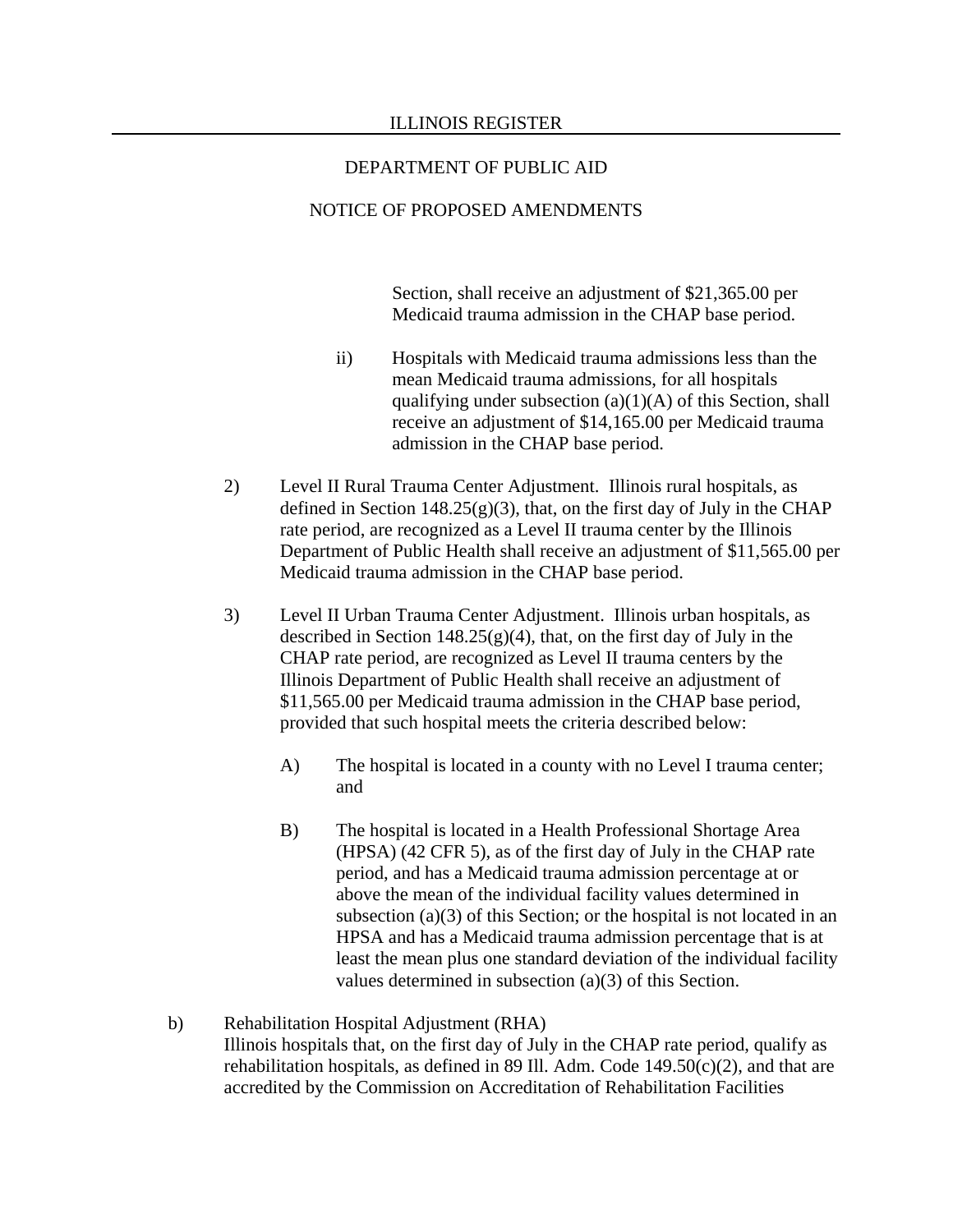Section, shall receive an adjustment of $21,365.00 per Medicaid trauma admission in the CHAP base period.

ii) Hospitals with Medicaid trauma admissions less than the mean Medicaid trauma admissions, for all hospitals qualifying under subsection (a)(1)(A) of this Section, shall receive an adjustment of $14,165.00 per Medicaid trauma admission in the CHAP base period.

2) Level II Rural Trauma Center Adjustment. Illinois rural hospitals, as defined in Section 148.25(g)(3), that, on the first day of July in the CHAP rate period, are recognized as a Level II trauma center by the Illinois Department of Public Health shall receive an adjustment of $11,565.00 per Medicaid trauma admission in the CHAP base period.

3) Level II Urban Trauma Center Adjustment. Illinois urban hospitals, as described in Section 148.25(g)(4), that, on the first day of July in the CHAP rate period, are recognized as Level II trauma centers by the Illinois Department of Public Health shall receive an adjustment of $11,565.00 per Medicaid trauma admission in the CHAP base period, provided that such hospital meets the criteria described below:

A) The hospital is located in a county with no Level I trauma center; and

B) The hospital is located in a Health Professional Shortage Area (HPSA) (42 CFR 5), as of the first day of July in the CHAP rate period, and has a Medicaid trauma admission percentage at or above the mean of the individual facility values determined in subsection (a)(3) of this Section; or the hospital is not located in an HPSA and has a Medicaid trauma admission percentage that is at least the mean plus one standard deviation of the individual facility values determined in subsection (a)(3) of this Section.

b) Rehabilitation Hospital Adjustment (RHA)
Illinois hospitals that, on the first day of July in the CHAP rate period, qualify as rehabilitation hospitals, as defined in 89 Ill. Adm. Code 149.50(c)(2), and that are accredited by the Commission on Accreditation of Rehabilitation Facilities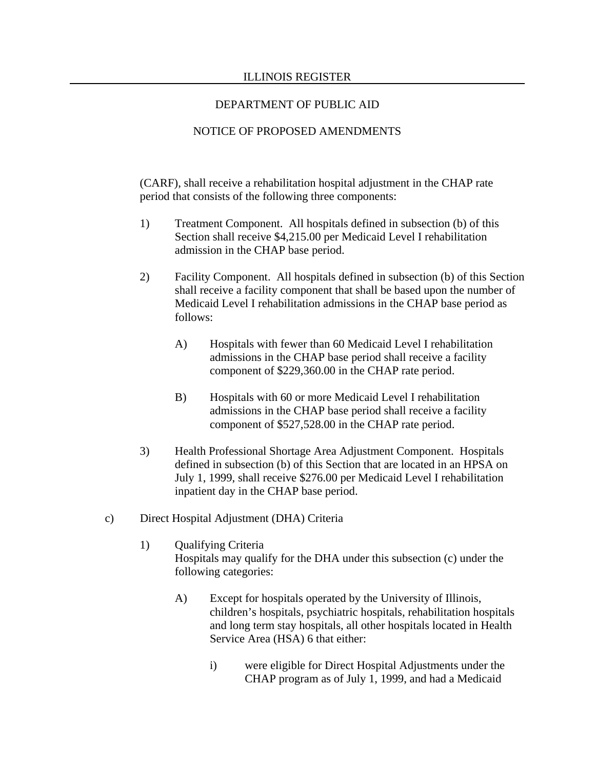(CARF), shall receive a rehabilitation hospital adjustment in the CHAP rate period that consists of the following three components:

1) Treatment Component. All hospitals defined in subsection (b) of this Section shall receive $4,215.00 per Medicaid Level I rehabilitation admission in the CHAP base period.

2) Facility Component. All hospitals defined in subsection (b) of this Section shall receive a facility component that shall be based upon the number of Medicaid Level I rehabilitation admissions in the CHAP base period as follows:

   A) Hospitals with fewer than 60 Medicaid Level I rehabilitation admissions in the CHAP base period shall receive a facility component of $229,360.00 in the CHAP rate period.

   B) Hospitals with 60 or more Medicaid Level I rehabilitation admissions in the CHAP base period shall receive a facility component of $527,528.00 in the CHAP rate period.

3) Health Professional Shortage Area Adjustment Component. Hospitals defined in subsection (b) of this Section that are located in an HPSA on July 1, 1999, shall receive $276.00 per Medicaid Level I rehabilitation inpatient day in the CHAP base period.

c) Direct Hospital Adjustment (DHA) Criteria

   1) Qualifying Criteria
      Hospitals may qualify for the DHA under this subsection (c) under the following categories:

      A) Except for hospitals operated by the University of Illinois, children's hospitals, psychiatric hospitals, rehabilitation hospitals and long term stay hospitals, all other hospitals located in Health Service Area (HSA) 6 that either:

         i) were eligible for Direct Hospital Adjustments under the CHAP program as of July 1, 1999, and had a Medicaid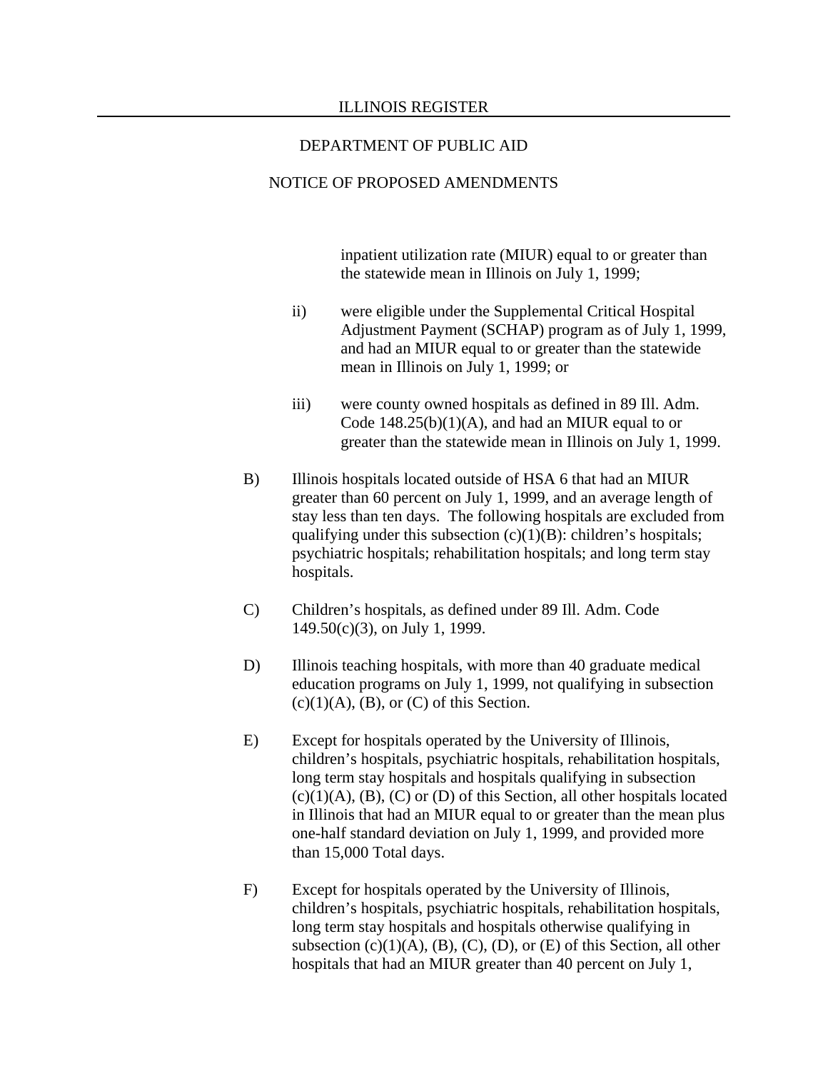inpatient utilization rate (MIUR) equal to or greater than the statewide mean in Illinois on July 1, 1999;

ii) were eligible under the Supplemental Critical Hospital Adjustment Payment (SCHAP) program as of July 1, 1999, and had an MIUR equal to or greater than the statewide mean in Illinois on July 1, 1999; or

iii) were county owned hospitals as defined in 89 Ill. Adm. Code 148.25(b)(1)(A), and had an MIUR equal to or greater than the statewide mean in Illinois on July 1, 1999.

B) Illinois hospitals located outside of HSA 6 that had an MIUR greater than 60 percent on July 1, 1999, and an average length of stay less than ten days. The following hospitals are excluded from qualifying under this subsection (c)(1)(B): children's hospitals; psychiatric hospitals; rehabilitation hospitals; and long term stay hospitals.

C) Children's hospitals, as defined under 89 Ill. Adm. Code 149.50(c)(3), on July 1, 1999.

D) Illinois teaching hospitals, with more than 40 graduate medical education programs on July 1, 1999, not qualifying in subsection (c)(1)(A), (B), or (C) of this Section.

E) Except for hospitals operated by the University of Illinois, children's hospitals, psychiatric hospitals, rehabilitation hospitals, long term stay hospitals and hospitals qualifying in subsection (c)(1)(A), (B), (C) or (D) of this Section, all other hospitals located in Illinois that had an MIUR equal to or greater than the mean plus one-half standard deviation on July 1, 1999, and provided more than 15,000 Total days.

F) Except for hospitals operated by the University of Illinois, children's hospitals, psychiatric hospitals, rehabilitation hospitals, long term stay hospitals and hospitals otherwise qualifying in subsection (c)(1)(A), (B), (C), (D), or (E) of this Section, all other hospitals that had an MIUR greater than 40 percent on July 1,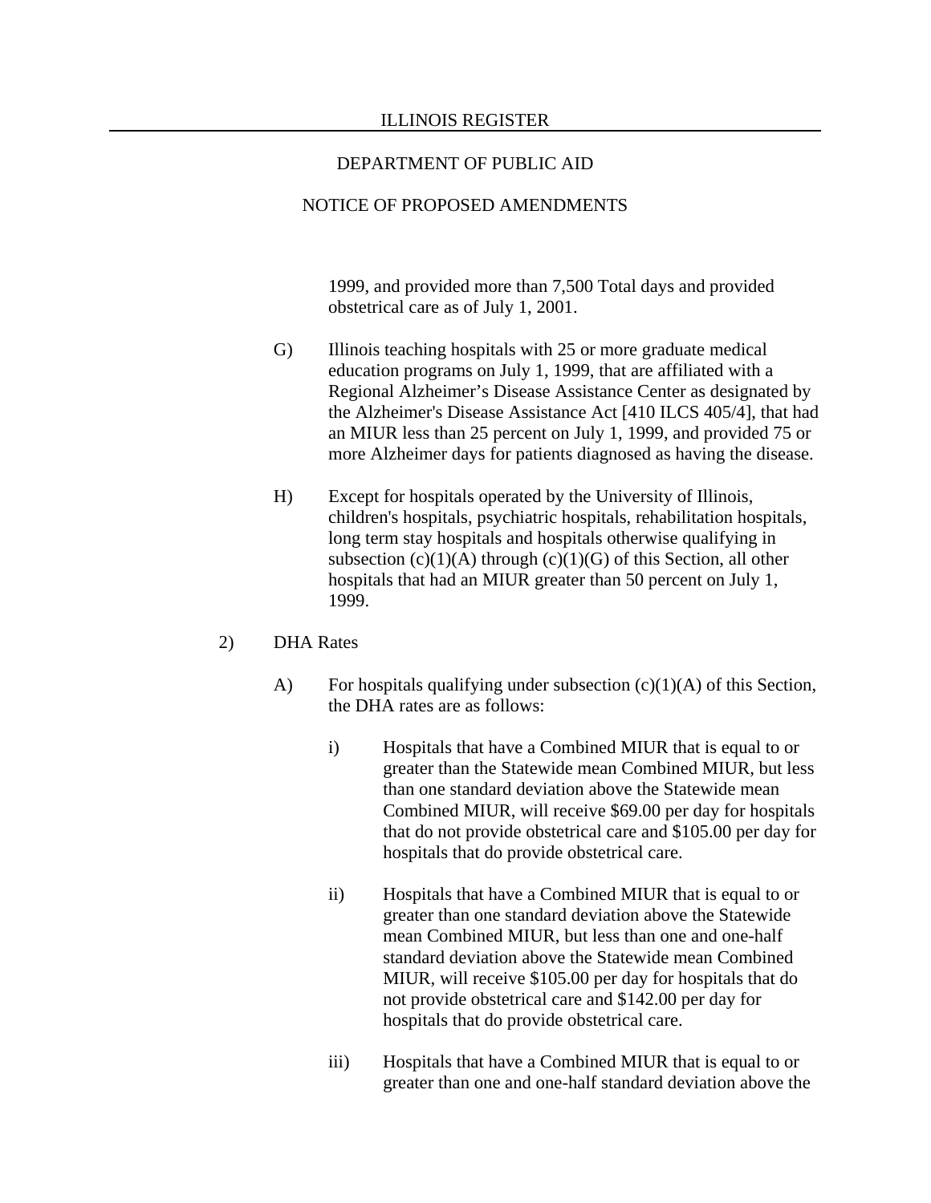1999, and provided more than 7,500 Total days and provided obstetrical care as of July 1, 2001.

G) Illinois teaching hospitals with 25 or more graduate medical education programs on July 1, 1999, that are affiliated with a Regional Alzheimer's Disease Assistance Center as designated by the Alzheimer's Disease Assistance Act [410 ILCS 405/4], that had an MIUR less than 25 percent on July 1, 1999, and provided 75 or more Alzheimer days for patients diagnosed as having the disease.

H) Except for hospitals operated by the University of Illinois, children's hospitals, psychiatric hospitals, rehabilitation hospitals, long term stay hospitals and hospitals otherwise qualifying in subsection (c)(1)(A) through (c)(1)(G) of this Section, all other hospitals that had an MIUR greater than 50 percent on July 1, 1999.

2) DHA Rates

A) For hospitals qualifying under subsection (c)(1)(A) of this Section, the DHA rates are as follows:

i) Hospitals that have a Combined MIUR that is equal to or greater than the Statewide mean Combined MIUR, but less than one standard deviation above the Statewide mean Combined MIUR, will receive $69.00 per day for hospitals that do not provide obstetrical care and $105.00 per day for hospitals that do provide obstetrical care.

ii) Hospitals that have a Combined MIUR that is equal to or greater than one standard deviation above the Statewide mean Combined MIUR, but less than one and one-half standard deviation above the Statewide mean Combined MIUR, will receive $105.00 per day for hospitals that do not provide obstetrical care and $142.00 per day for hospitals that do provide obstetrical care.

iii) Hospitals that have a Combined MIUR that is equal to or greater than one and one-half standard deviation above the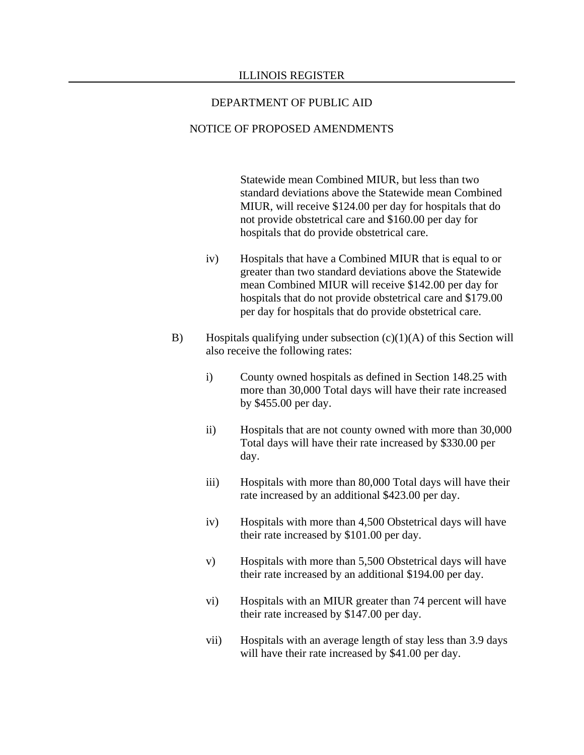Statewide mean Combined MIUR, but less than two standard deviations above the Statewide mean Combined MIUR, will receive $124.00 per day for hospitals that do not provide obstetrical care and $160.00 per day for hospitals that do provide obstetrical care.

iv) Hospitals that have a Combined MIUR that is equal to or greater than two standard deviations above the Statewide mean Combined MIUR will receive $142.00 per day for hospitals that do not provide obstetrical care and $179.00 per day for hospitals that do provide obstetrical care.

B) Hospitals qualifying under subsection (c)(1)(A) of this Section will also receive the following rates:

i) County owned hospitals as defined in Section 148.25 with more than 30,000 Total days will have their rate increased by $455.00 per day.

ii) Hospitals that are not county owned with more than 30,000 Total days will have their rate increased by $330.00 per day.

iii) Hospitals with more than 80,000 Total days will have their rate increased by an additional $423.00 per day.

iv) Hospitals with more than 4,500 Obstetrical days will have their rate increased by $101.00 per day.

v) Hospitals with more than 5,500 Obstetrical days will have their rate increased by an additional $194.00 per day.

vi) Hospitals with an MIUR greater than 74 percent will have their rate increased by $147.00 per day.

vii) Hospitals with an average length of stay less than 3.9 days will have their rate increased by $41.00 per day.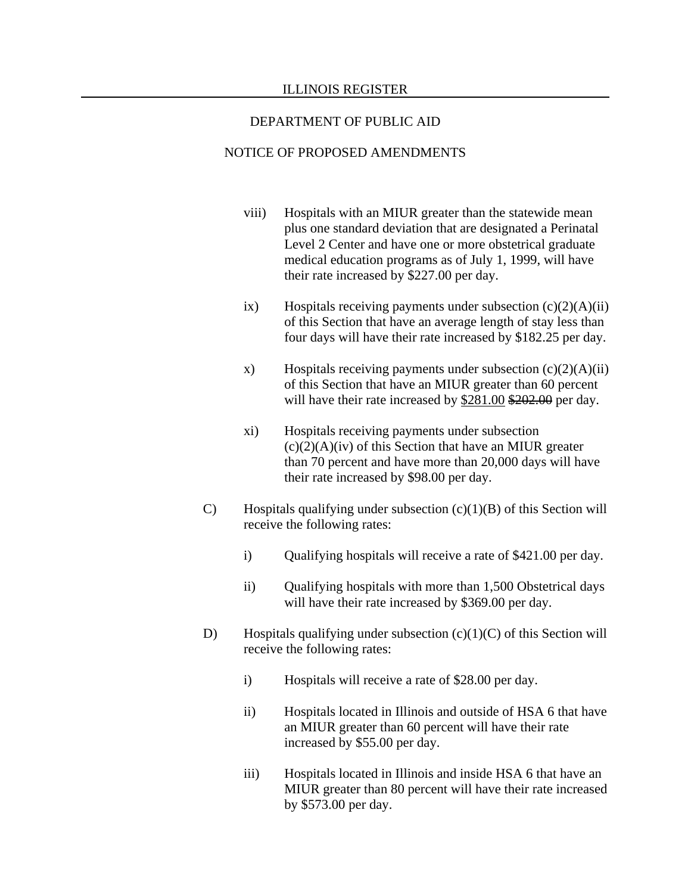viii) Hospitals with an MIUR greater than the statewide mean plus one standard deviation that are designated a Perinatal Level 2 Center and have one or more obstetrical graduate medical education programs as of July 1, 1999, will have their rate increased by $227.00 per day.

ix) Hospitals receiving payments under subsection (c)(2)(A)(ii) of this Section that have an average length of stay less than four days will have their rate increased by $182.25 per day.

x) Hospitals receiving payments under subsection (c)(2)(A)(ii) of this Section that have an MIUR greater than 60 percent will have their rate increased by <u>$281.00</u> ~~$202.00~~ per day.

xi) Hospitals receiving payments under subsection (c)(2)(A)(iv) of this Section that have an MIUR greater than 70 percent and have more than 20,000 days will have their rate increased by $98.00 per day.

C) Hospitals qualifying under subsection (c)(1)(B) of this Section will receive the following rates:

i) Qualifying hospitals will receive a rate of $421.00 per day.

ii) Qualifying hospitals with more than 1,500 Obstetrical days will have their rate increased by $369.00 per day.

D) Hospitals qualifying under subsection (c)(1)(C) of this Section will receive the following rates:

i) Hospitals will receive a rate of $28.00 per day.

ii) Hospitals located in Illinois and outside of HSA 6 that have an MIUR greater than 60 percent will have their rate increased by $55.00 per day.

iii) Hospitals located in Illinois and inside HSA 6 that have an MIUR greater than 80 percent will have their rate increased by $573.00 per day.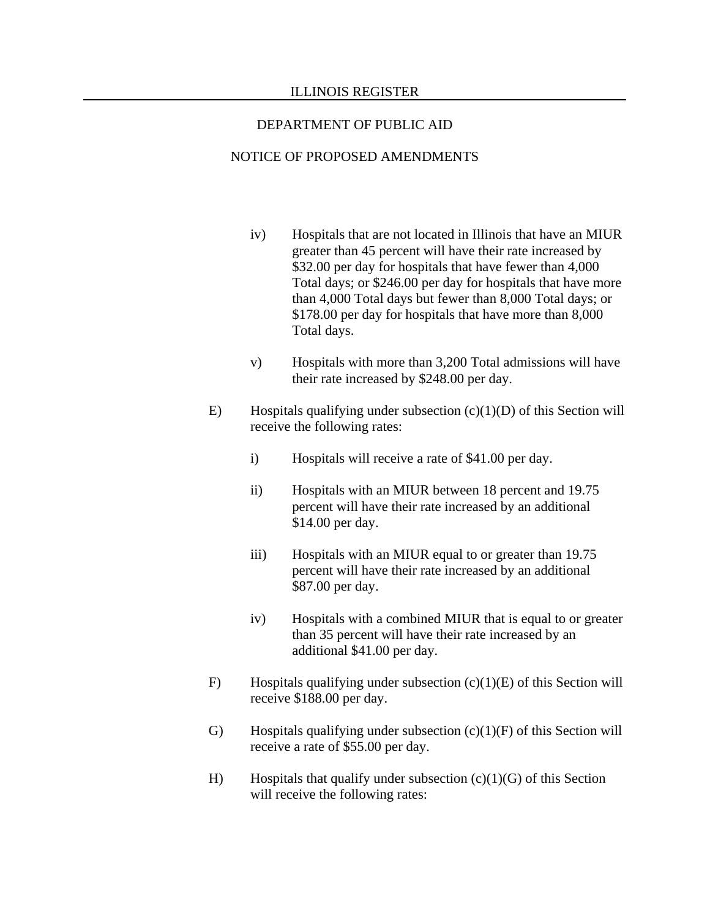iv) Hospitals that are not located in Illinois that have an MIUR greater than 45 percent will have their rate increased by $32.00 per day for hospitals that have fewer than 4,000 Total days; or $246.00 per day for hospitals that have more than 4,000 Total days but fewer than 8,000 Total days; or $178.00 per day for hospitals that have more than 8,000 Total days.

v) Hospitals with more than 3,200 Total admissions will have their rate increased by $248.00 per day.

E) Hospitals qualifying under subsection (c)(1)(D) of this Section will receive the following rates:

i) Hospitals will receive a rate of $41.00 per day.

ii) Hospitals with an MIUR between 18 percent and 19.75 percent will have their rate increased by an additional $14.00 per day.

iii) Hospitals with an MIUR equal to or greater than 19.75 percent will have their rate increased by an additional $87.00 per day.

iv) Hospitals with a combined MIUR that is equal to or greater than 35 percent will have their rate increased by an additional $41.00 per day.

F) Hospitals qualifying under subsection (c)(1)(E) of this Section will receive $188.00 per day.

G) Hospitals qualifying under subsection (c)(1)(F) of this Section will receive a rate of $55.00 per day.

H) Hospitals that qualify under subsection (c)(1)(G) of this Section will receive the following rates: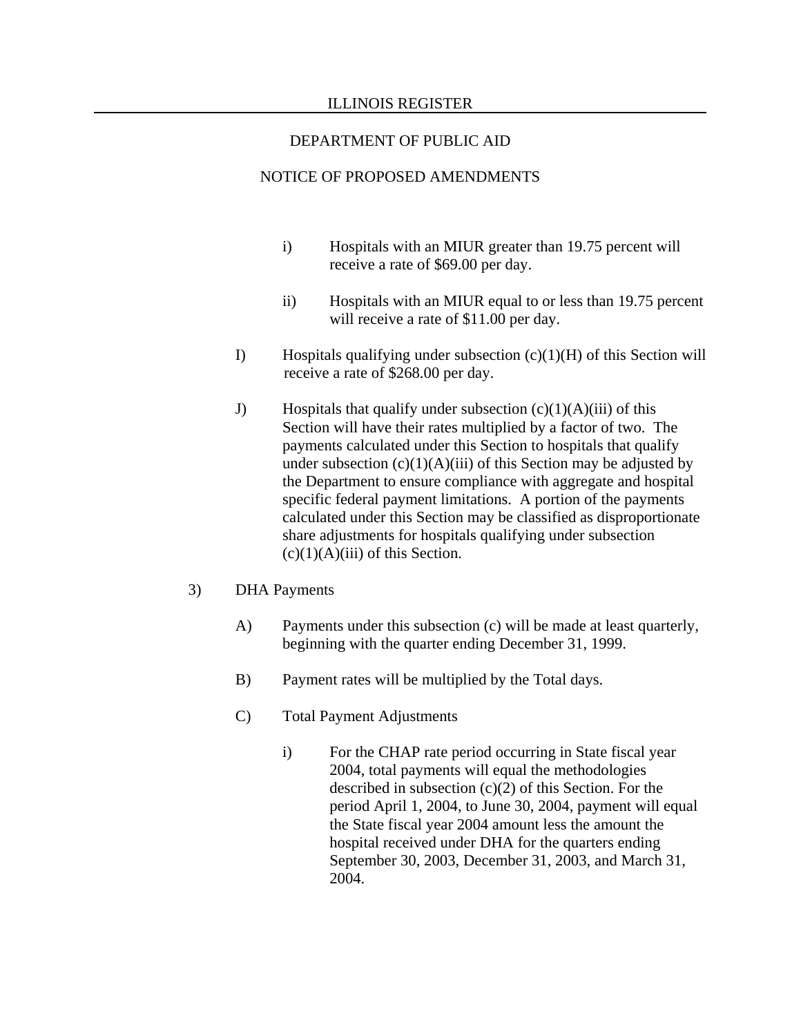i) Hospitals with an MIUR greater than 19.75 percent will receive a rate of $69.00 per day.

ii) Hospitals with an MIUR equal to or less than 19.75 percent will receive a rate of $11.00 per day.

I) Hospitals qualifying under subsection (c)(1)(H) of this Section will receive a rate of $268.00 per day.

J) Hospitals that qualify under subsection (c)(1)(A)(iii) of this Section will have their rates multiplied by a factor of two. The payments calculated under this Section to hospitals that qualify under subsection (c)(1)(A)(iii) of this Section may be adjusted by the Department to ensure compliance with aggregate and hospital specific federal payment limitations. A portion of the payments calculated under this Section may be classified as disproportionate share adjustments for hospitals qualifying under subsection (c)(1)(A)(iii) of this Section.

3) DHA Payments

A) Payments under this subsection (c) will be made at least quarterly, beginning with the quarter ending December 31, 1999.

B) Payment rates will be multiplied by the Total days.

C) Total Payment Adjustments

i) For the CHAP rate period occurring in State fiscal year 2004, total payments will equal the methodologies described in subsection (c)(2) of this Section. For the period April 1, 2004, to June 30, 2004, payment will equal the State fiscal year 2004 amount less the amount the hospital received under DHA for the quarters ending September 30, 2003, December 31, 2003, and March 31, 2004.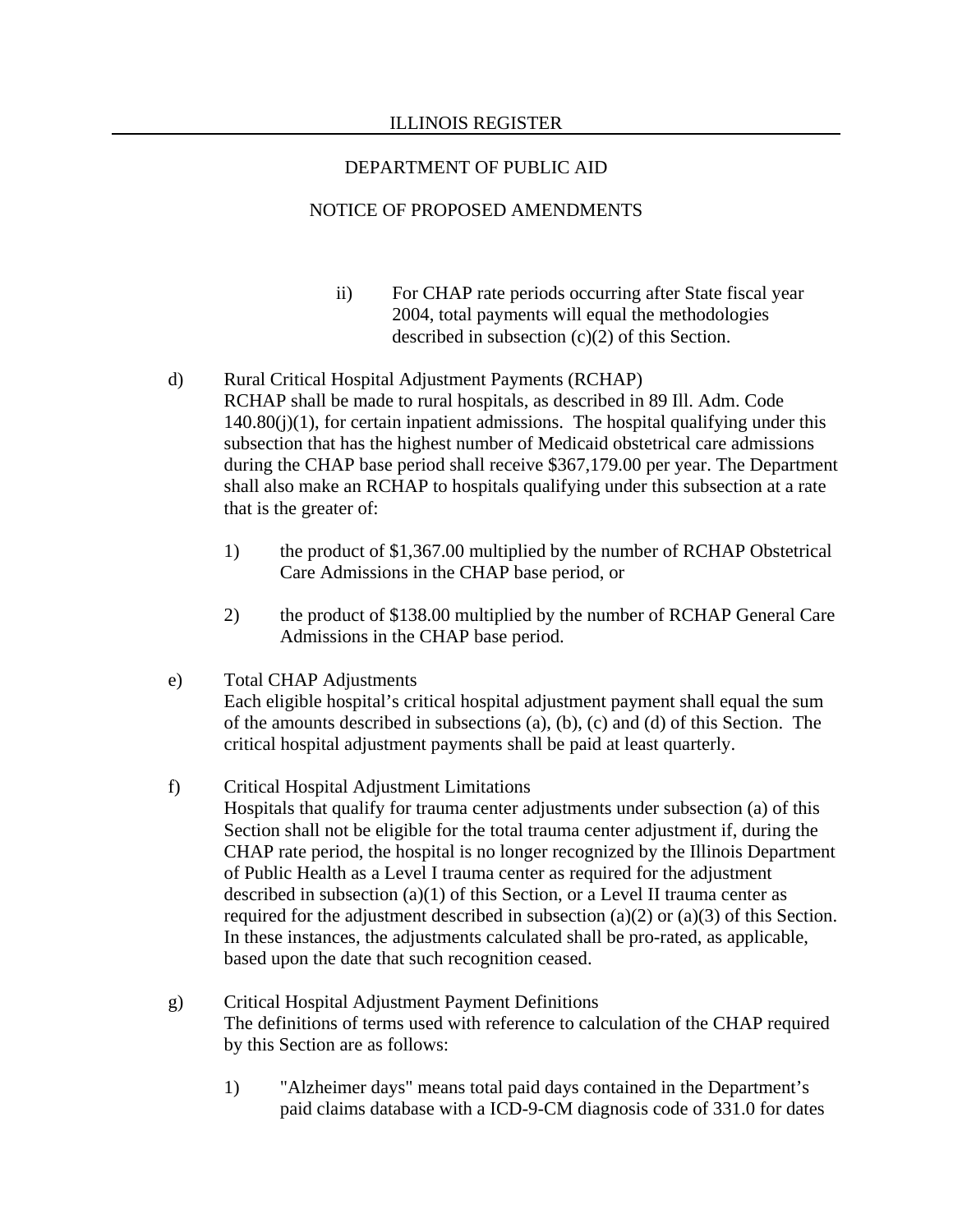ii) For CHAP rate periods occurring after State fiscal year 2004, total payments will equal the methodologies described in subsection (c)(2) of this Section.

d) Rural Critical Hospital Adjustment Payments (RCHAP)
RCHAP shall be made to rural hospitals, as described in 89 Ill. Adm. Code 140.80(j)(1), for certain inpatient admissions. The hospital qualifying under this subsection that has the highest number of Medicaid obstetrical care admissions during the CHAP base period shall receive $367,179.00 per year. The Department shall also make an RCHAP to hospitals qualifying under this subsection at a rate that is the greater of:

1) the product of $1,367.00 multiplied by the number of RCHAP Obstetrical Care Admissions in the CHAP base period, or

2) the product of $138.00 multiplied by the number of RCHAP General Care Admissions in the CHAP base period.

e) Total CHAP Adjustments
Each eligible hospital's critical hospital adjustment payment shall equal the sum of the amounts described in subsections (a), (b), (c) and (d) of this Section. The critical hospital adjustment payments shall be paid at least quarterly.

f) Critical Hospital Adjustment Limitations
Hospitals that qualify for trauma center adjustments under subsection (a) of this Section shall not be eligible for the total trauma center adjustment if, during the CHAP rate period, the hospital is no longer recognized by the Illinois Department of Public Health as a Level I trauma center as required for the adjustment described in subsection (a)(1) of this Section, or a Level II trauma center as required for the adjustment described in subsection (a)(2) or (a)(3) of this Section. In these instances, the adjustments calculated shall be pro-rated, as applicable, based upon the date that such recognition ceased.

g) Critical Hospital Adjustment Payment Definitions
The definitions of terms used with reference to calculation of the CHAP required by this Section are as follows:

1) "Alzheimer days" means total paid days contained in the Department's paid claims database with a ICD-9-CM diagnosis code of 331.0 for dates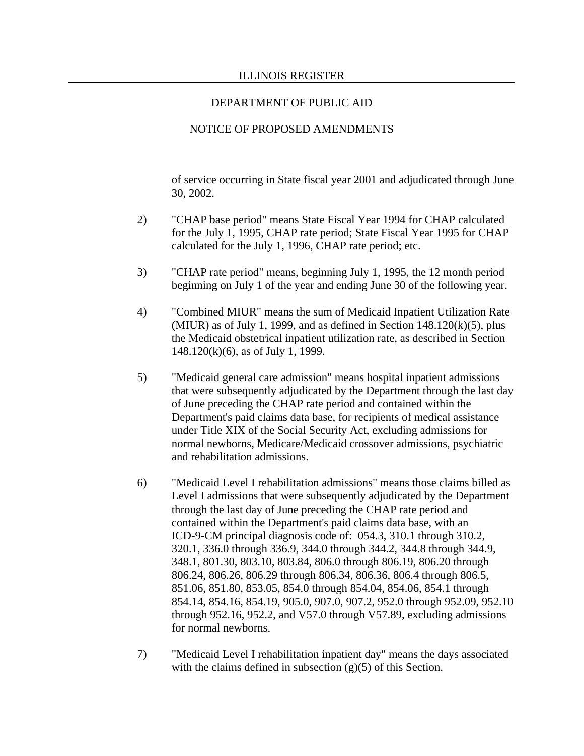of service occurring in State fiscal year 2001 and adjudicated through June 30, 2002.

2) "CHAP base period" means State Fiscal Year 1994 for CHAP calculated for the July 1, 1995, CHAP rate period; State Fiscal Year 1995 for CHAP calculated for the July 1, 1996, CHAP rate period; etc.

3) "CHAP rate period" means, beginning July 1, 1995, the 12 month period beginning on July 1 of the year and ending June 30 of the following year.

4) "Combined MIUR" means the sum of Medicaid Inpatient Utilization Rate (MIUR) as of July 1, 1999, and as defined in Section 148.120(k)(5), plus the Medicaid obstetrical inpatient utilization rate, as described in Section 148.120(k)(6), as of July 1, 1999.

5) "Medicaid general care admission" means hospital inpatient admissions that were subsequently adjudicated by the Department through the last day of June preceding the CHAP rate period and contained within the Department's paid claims data base, for recipients of medical assistance under Title XIX of the Social Security Act, excluding admissions for normal newborns, Medicare/Medicaid crossover admissions, psychiatric and rehabilitation admissions.

6) "Medicaid Level I rehabilitation admissions" means those claims billed as Level I admissions that were subsequently adjudicated by the Department through the last day of June preceding the CHAP rate period and contained within the Department's paid claims data base, with an ICD-9-CM principal diagnosis code of: 054.3, 310.1 through 310.2, 320.1, 336.0 through 336.9, 344.0 through 344.2, 344.8 through 344.9, 348.1, 801.30, 803.10, 803.84, 806.0 through 806.19, 806.20 through 806.24, 806.26, 806.29 through 806.34, 806.36, 806.4 through 806.5, 851.06, 851.80, 853.05, 854.0 through 854.04, 854.06, 854.1 through 854.14, 854.16, 854.19, 905.0, 907.0, 907.2, 952.0 through 952.09, 952.10 through 952.16, 952.2, and V57.0 through V57.89, excluding admissions for normal newborns.

7) "Medicaid Level I rehabilitation inpatient day" means the days associated with the claims defined in subsection (g)(5) of this Section.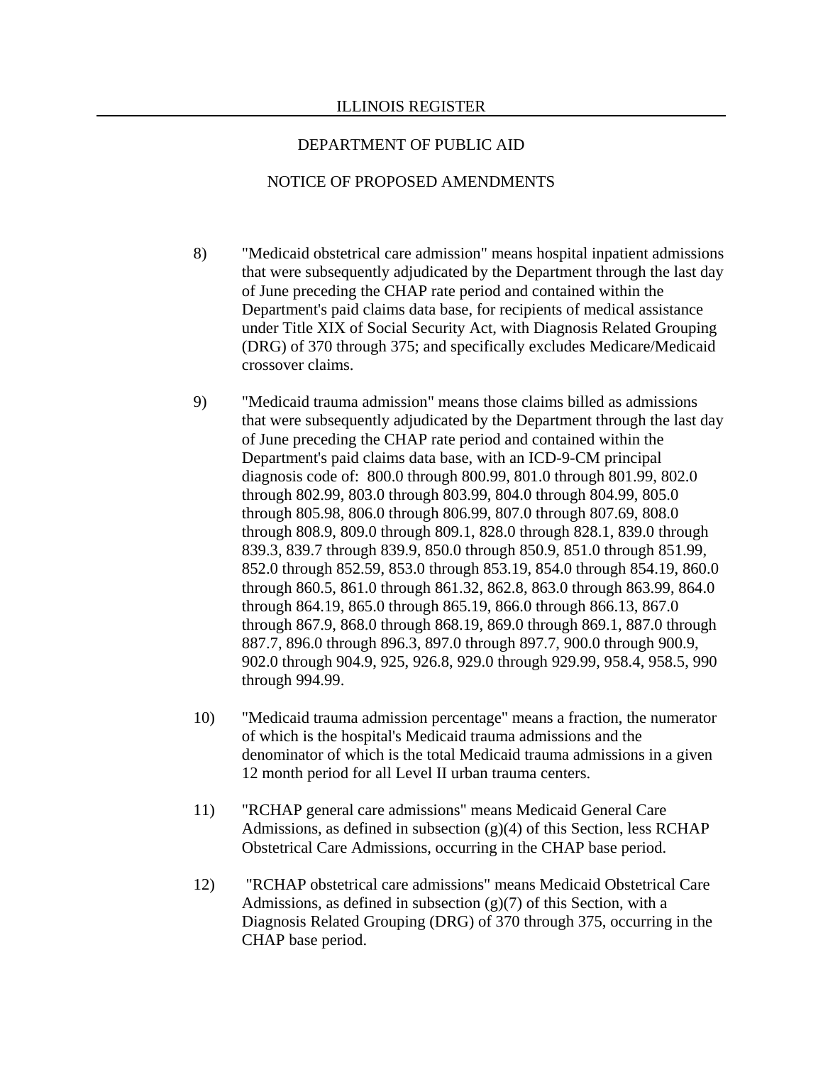8) "Medicaid obstetrical care admission" means hospital inpatient admissions that were subsequently adjudicated by the Department through the last day of June preceding the CHAP rate period and contained within the Department's paid claims data base, for recipients of medical assistance under Title XIX of Social Security Act, with Diagnosis Related Grouping (DRG) of 370 through 375; and specifically excludes Medicare/Medicaid crossover claims.

9) "Medicaid trauma admission" means those claims billed as admissions that were subsequently adjudicated by the Department through the last day of June preceding the CHAP rate period and contained within the Department's paid claims data base, with an ICD-9-CM principal diagnosis code of: 800.0 through 800.99, 801.0 through 801.99, 802.0 through 802.99, 803.0 through 803.99, 804.0 through 804.99, 805.0 through 805.98, 806.0 through 806.99, 807.0 through 807.69, 808.0 through 808.9, 809.0 through 809.1, 828.0 through 828.1, 839.0 through 839.3, 839.7 through 839.9, 850.0 through 850.9, 851.0 through 851.99, 852.0 through 852.59, 853.0 through 853.19, 854.0 through 854.19, 860.0 through 860.5, 861.0 through 861.32, 862.8, 863.0 through 863.99, 864.0 through 864.19, 865.0 through 865.19, 866.0 through 866.13, 867.0 through 867.9, 868.0 through 868.19, 869.0 through 869.1, 887.0 through 887.7, 896.0 through 896.3, 897.0 through 897.7, 900.0 through 900.9, 902.0 through 904.9, 925, 926.8, 929.0 through 929.99, 958.4, 958.5, 990 through 994.99.

10) "Medicaid trauma admission percentage" means a fraction, the numerator of which is the hospital's Medicaid trauma admissions and the denominator of which is the total Medicaid trauma admissions in a given 12 month period for all Level II urban trauma centers.

11) "RCHAP general care admissions" means Medicaid General Care Admissions, as defined in subsection (g)(4) of this Section, less RCHAP Obstetrical Care Admissions, occurring in the CHAP base period.

12) "RCHAP obstetrical care admissions" means Medicaid Obstetrical Care Admissions, as defined in subsection (g)(7) of this Section, with a Diagnosis Related Grouping (DRG) of 370 through 375, occurring in the CHAP base period.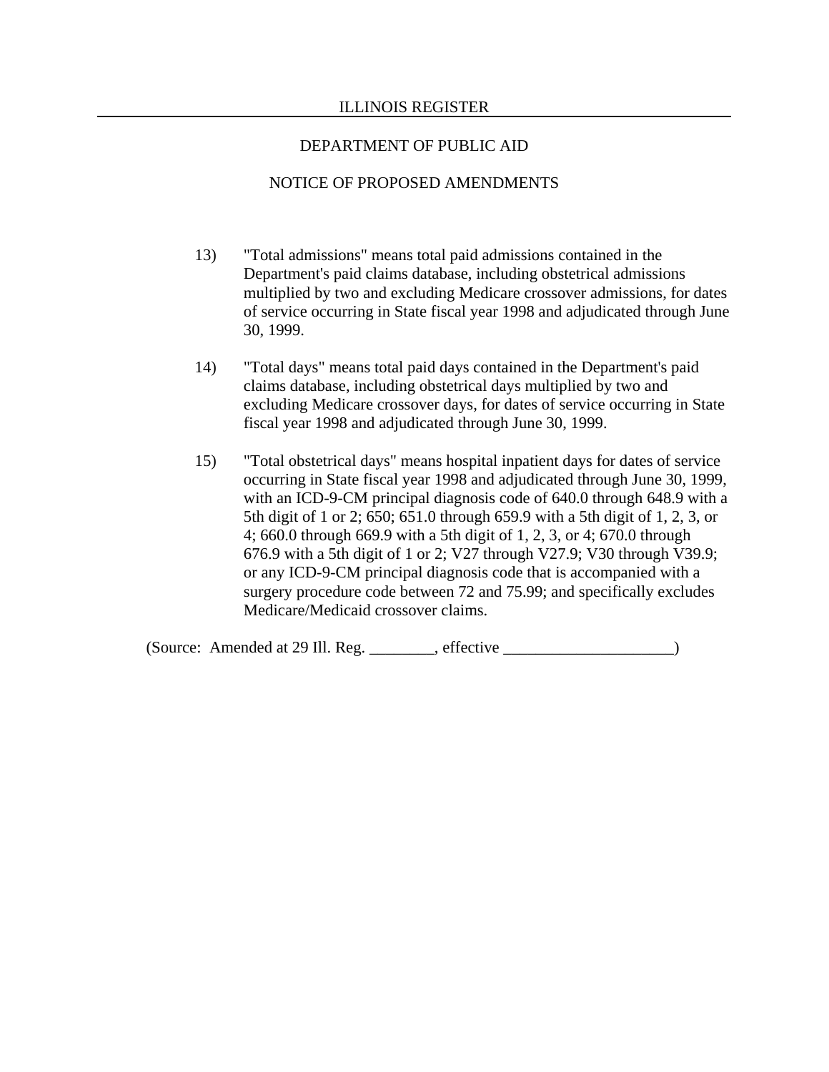13) "Total admissions" means total paid admissions contained in the Department's paid claims database, including obstetrical admissions multiplied by two and excluding Medicare crossover admissions, for dates of service occurring in State fiscal year 1998 and adjudicated through June 30, 1999.

14) "Total days" means total paid days contained in the Department's paid claims database, including obstetrical days multiplied by two and excluding Medicare crossover days, for dates of service occurring in State fiscal year 1998 and adjudicated through June 30, 1999.

15) "Total obstetrical days" means hospital inpatient days for dates of service occurring in State fiscal year 1998 and adjudicated through June 30, 1999, with an ICD-9-CM principal diagnosis code of 640.0 through 648.9 with a 5th digit of 1 or 2; 650; 651.0 through 659.9 with a 5th digit of 1, 2, 3, or 4; 660.0 through 669.9 with a 5th digit of 1, 2, 3, or 4; 670.0 through 676.9 with a 5th digit of 1 or 2; V27 through V27.9; V30 through V39.9; or any ICD-9-CM principal diagnosis code that is accompanied with a surgery procedure code between 72 and 75.99; and specifically excludes Medicare/Medicaid crossover claims.

(Source: Amended at 29 Ill. Reg. ________, effective ____________________)